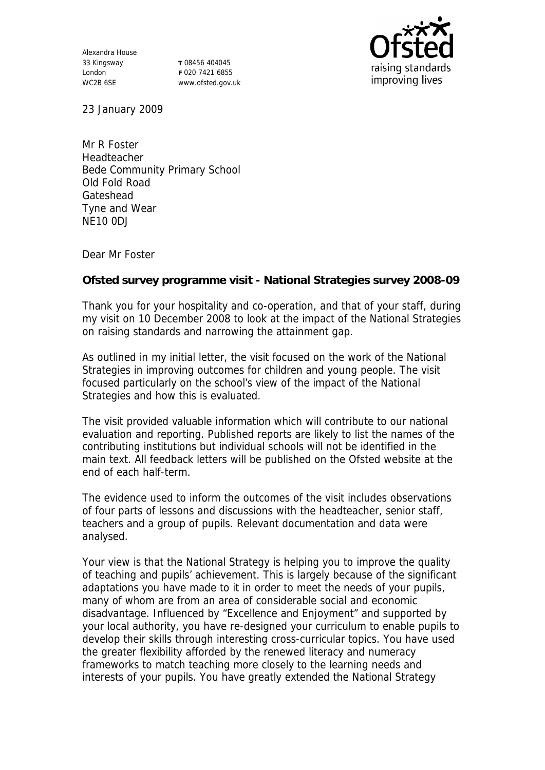Alexandra House
33 Kingsway
London
WC2B 6SE

T 08456 404045
F 020 7421 6855
www.ofsted.gov.uk

23 January 2009

Mr R Foster
Headteacher
Bede Community Primary School
Old Fold Road
Gateshead
Tyne and Wear
NE10 0DJ

Dear Mr Foster

**Ofsted survey programme visit - National Strategies survey 2008-09**

Thank you for your hospitality and co-operation, and that of your staff, during my visit on 10 December 2008 to look at the impact of the National Strategies on raising standards and narrowing the attainment gap.

As outlined in my initial letter, the visit focused on the work of the National Strategies in improving outcomes for children and young people. The visit focused particularly on the school's view of the impact of the National Strategies and how this is evaluated.

The visit provided valuable information which will contribute to our national evaluation and reporting. Published reports are likely to list the names of the contributing institutions but individual schools will not be identified in the main text. All feedback letters will be published on the Ofsted website at the end of each half-term.

The evidence used to inform the outcomes of the visit includes observations of four parts of lessons and discussions with the headteacher, senior staff, teachers and a group of pupils. Relevant documentation and data were analysed.

Your view is that the National Strategy is helping you to improve the quality of teaching and pupils' achievement. This is largely because of the significant adaptations you have made to it in order to meet the needs of your pupils, many of whom are from an area of considerable social and economic disadvantage. Influenced by "Excellence and Enjoyment" and supported by your local authority, you have re-designed your curriculum to enable pupils to develop their skills through interesting cross-curricular topics. You have used the greater flexibility afforded by the renewed literacy and numeracy frameworks to match teaching more closely to the learning needs and interests of your pupils. You have greatly extended the National Strategy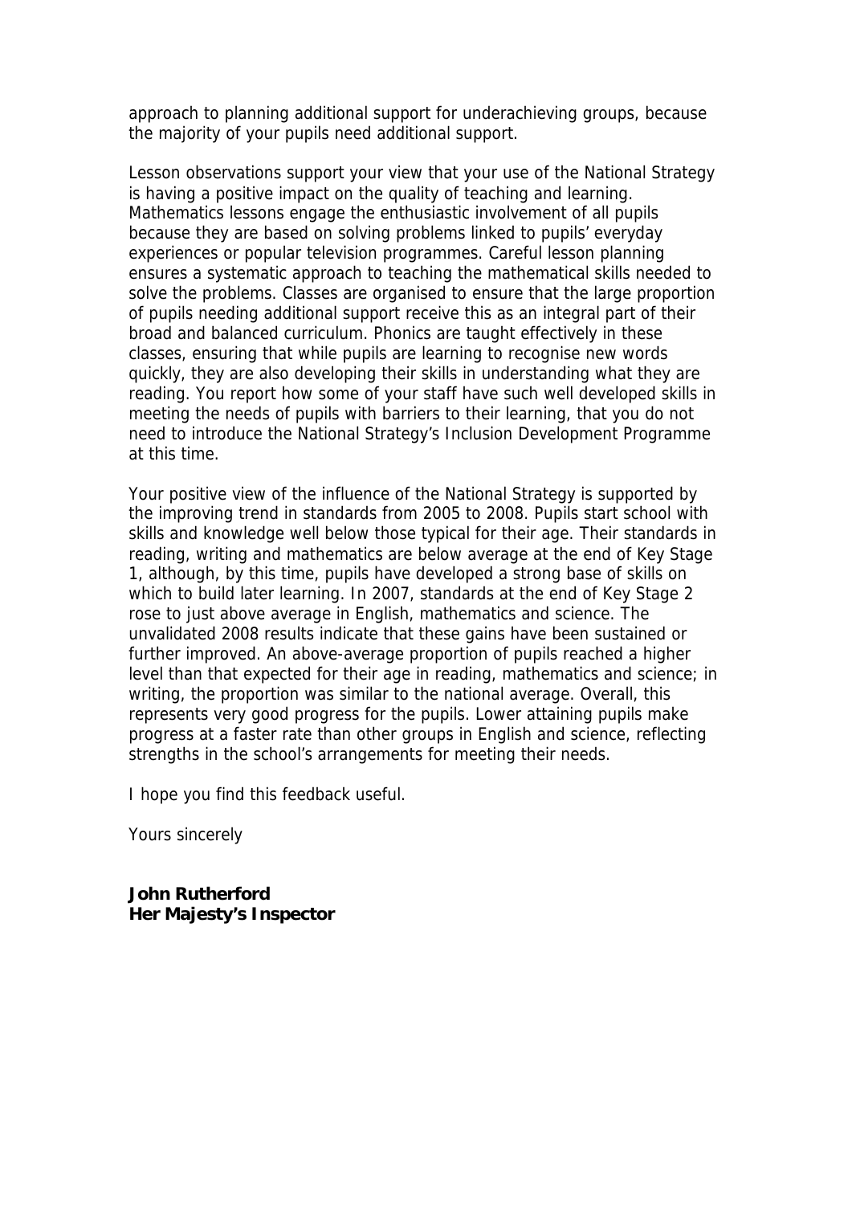approach to planning additional support for underachieving groups, because the majority of your pupils need additional support.

Lesson observations support your view that your use of the National Strategy is having a positive impact on the quality of teaching and learning. Mathematics lessons engage the enthusiastic involvement of all pupils because they are based on solving problems linked to pupils' everyday experiences or popular television programmes. Careful lesson planning ensures a systematic approach to teaching the mathematical skills needed to solve the problems. Classes are organised to ensure that the large proportion of pupils needing additional support receive this as an integral part of their broad and balanced curriculum. Phonics are taught effectively in these classes, ensuring that while pupils are learning to recognise new words quickly, they are also developing their skills in understanding what they are reading. You report how some of your staff have such well developed skills in meeting the needs of pupils with barriers to their learning, that you do not need to introduce the National Strategy's Inclusion Development Programme at this time.

Your positive view of the influence of the National Strategy is supported by the improving trend in standards from 2005 to 2008. Pupils start school with skills and knowledge well below those typical for their age. Their standards in reading, writing and mathematics are below average at the end of Key Stage 1, although, by this time, pupils have developed a strong base of skills on which to build later learning. In 2007, standards at the end of Key Stage 2 rose to just above average in English, mathematics and science. The unvalidated 2008 results indicate that these gains have been sustained or further improved. An above-average proportion of pupils reached a higher level than that expected for their age in reading, mathematics and science; in writing, the proportion was similar to the national average. Overall, this represents very good progress for the pupils. Lower attaining pupils make progress at a faster rate than other groups in English and science, reflecting strengths in the school's arrangements for meeting their needs.

I hope you find this feedback useful.

Yours sincerely

**John Rutherford**
**Her Majesty's Inspector**